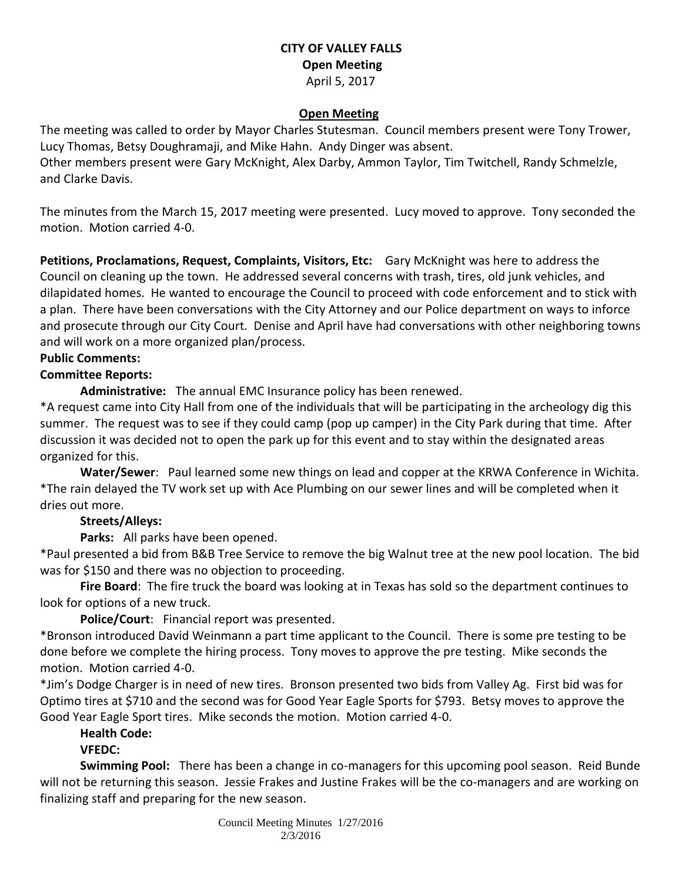# CITY OF VALLEY FALLS

**Open Meeting**

April 5, 2017

## Open Meeting

The meeting was called to order by Mayor Charles Stutesman. Council members present were Tony Trower, Lucy Thomas, Betsy Doughramaji, and Mike Hahn. Andy Dinger was absent.
Other members present were Gary McKnight, Alex Darby, Ammon Taylor, Tim Twitchell, Randy Schmelzle, and Clarke Davis.

The minutes from the March 15, 2017 meeting were presented. Lucy moved to approve. Tony seconded the motion. Motion carried 4-0.

**Petitions, Proclamations, Request, Complaints, Visitors, Etc:** Gary McKnight was here to address the Council on cleaning up the town. He addressed several concerns with trash, tires, old junk vehicles, and dilapidated homes. He wanted to encourage the Council to proceed with code enforcement and to stick with a plan. There have been conversations with the City Attorney and our Police department on ways to inforce and prosecute through our City Court. Denise and April have had conversations with other neighboring towns and will work on a more organized plan/process.

**Public Comments:**

**Committee Reports:**

**Administrative:** The annual EMC Insurance policy has been renewed.

*A request came into City Hall from one of the individuals that will be participating in the archeology dig this summer. The request was to see if they could camp (pop up camper) in the City Park during that time. After discussion it was decided not to open the park up for this event and to stay within the designated areas organized for this.

**Water/Sewer**: Paul learned some new things on lead and copper at the KRWA Conference in Wichita.
*The rain delayed the TV work set up with Ace Plumbing on our sewer lines and will be completed when it dries out more.

**Streets/Alleys:**

**Parks:** All parks have been opened.

*Paul presented a bid from B&B Tree Service to remove the big Walnut tree at the new pool location. The bid was for $150 and there was no objection to proceeding.

**Fire Board**: The fire truck the board was looking at in Texas has sold so the department continues to look for options of a new truck.

**Police/Court**: Financial report was presented.

*Bronson introduced David Weinmann a part time applicant to the Council. There is some pre testing to be done before we complete the hiring process. Tony moves to approve the pre testing. Mike seconds the motion. Motion carried 4-0.

*Jim's Dodge Charger is in need of new tires. Bronson presented two bids from Valley Ag. First bid was for Optimo tires at $710 and the second was for Good Year Eagle Sports for $793. Betsy moves to approve the Good Year Eagle Sport tires. Mike seconds the motion. Motion carried 4-0.

**Health Code:**

**VFEDC:**

**Swimming Pool:** There has been a change in co-managers for this upcoming pool season. Reid Bunde will not be returning this season. Jessie Frakes and Justine Frakes will be the co-managers and are working on finalizing staff and preparing for the new season.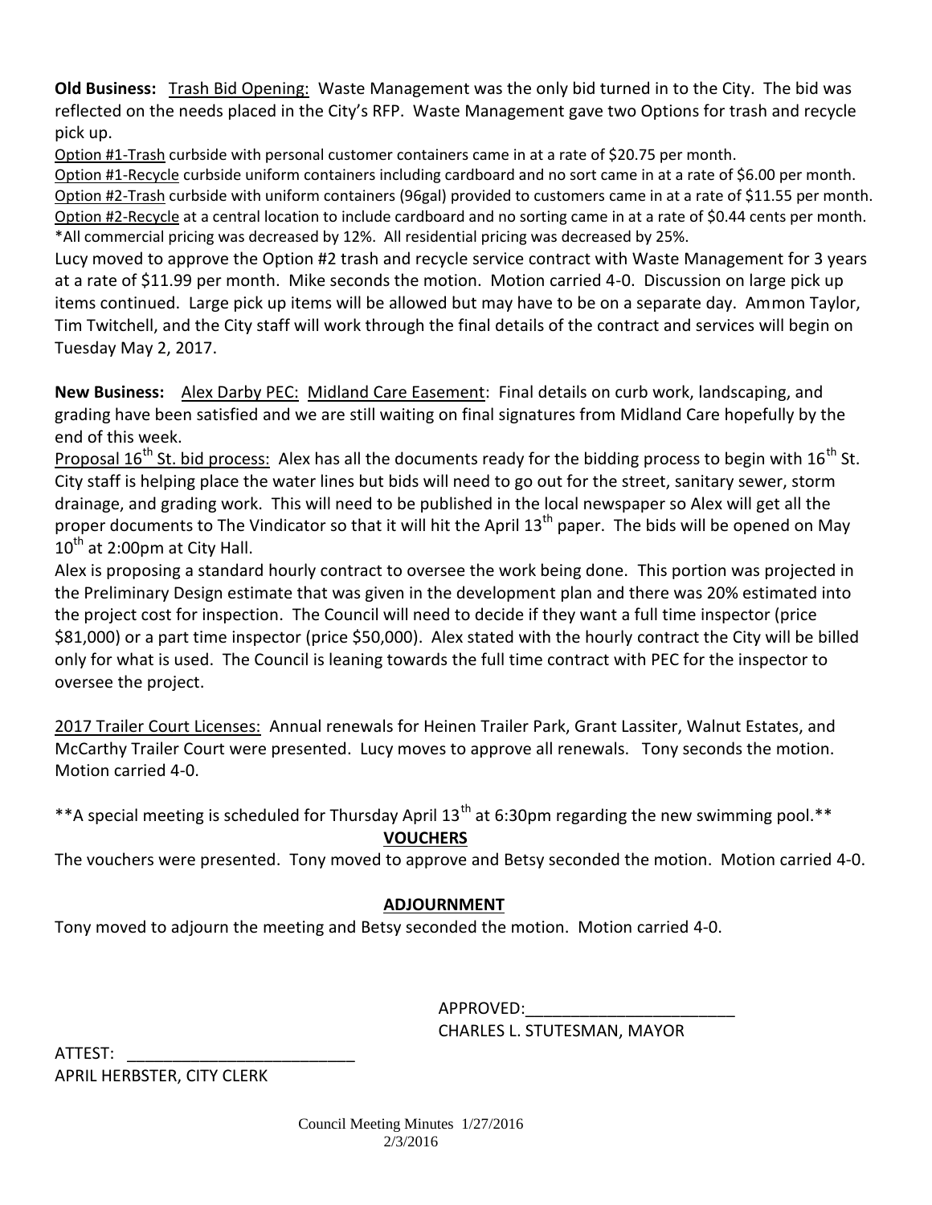**Old Business:** Trash Bid Opening: Waste Management was the only bid turned in to the City. The bid was reflected on the needs placed in the City's RFP. Waste Management gave two Options for trash and recycle pick up.

Option #1-Trash curbside with personal customer containers came in at a rate of $20.75 per month.
Option #1-Recycle curbside uniform containers including cardboard and no sort came in at a rate of $6.00 per month.
Option #2-Trash curbside with uniform containers (96gal) provided to customers came in at a rate of $11.55 per month.
Option #2-Recycle at a central location to include cardboard and no sorting came in at a rate of $0.44 cents per month.
*All commercial pricing was decreased by 12%. All residential pricing was decreased by 25%.

Lucy moved to approve the Option #2 trash and recycle service contract with Waste Management for 3 years at a rate of $11.99 per month. Mike seconds the motion. Motion carried 4-0. Discussion on large pick up items continued. Large pick up items will be allowed but may have to be on a separate day. Ammon Taylor, Tim Twitchell, and the City staff will work through the final details of the contract and services will begin on Tuesday May 2, 2017.

**New Business:** Alex Darby PEC: Midland Care Easement: Final details on curb work, landscaping, and grading have been satisfied and we are still waiting on final signatures from Midland Care hopefully by the end of this week.

Proposal 16th St. bid process: Alex has all the documents ready for the bidding process to begin with 16th St. City staff is helping place the water lines but bids will need to go out for the street, sanitary sewer, storm drainage, and grading work. This will need to be published in the local newspaper so Alex will get all the proper documents to The Vindicator so that it will hit the April 13th paper. The bids will be opened on May 10th at 2:00pm at City Hall.

Alex is proposing a standard hourly contract to oversee the work being done. This portion was projected in the Preliminary Design estimate that was given in the development plan and there was 20% estimated into the project cost for inspection. The Council will need to decide if they want a full time inspector (price $81,000) or a part time inspector (price $50,000). Alex stated with the hourly contract the City will be billed only for what is used. The Council is leaning towards the full time contract with PEC for the inspector to oversee the project.

2017 Trailer Court Licenses: Annual renewals for Heinen Trailer Park, Grant Lassiter, Walnut Estates, and McCarthy Trailer Court were presented. Lucy moves to approve all renewals. Tony seconds the motion. Motion carried 4-0.

**A special meeting is scheduled for Thursday April 13th at 6:30pm regarding the new swimming pool.**

## VOUCHERS

The vouchers were presented. Tony moved to approve and Betsy seconded the motion. Motion carried 4-0.

## ADJOURNMENT

Tony moved to adjourn the meeting and Betsy seconded the motion. Motion carried 4-0.

APPROVED:_______________________
CHARLES L. STUTESMAN, MAYOR

ATTEST: _________________________
APRIL HERBSTER, CITY CLERK

Council Meeting Minutes 1/27/2016
2/3/2016